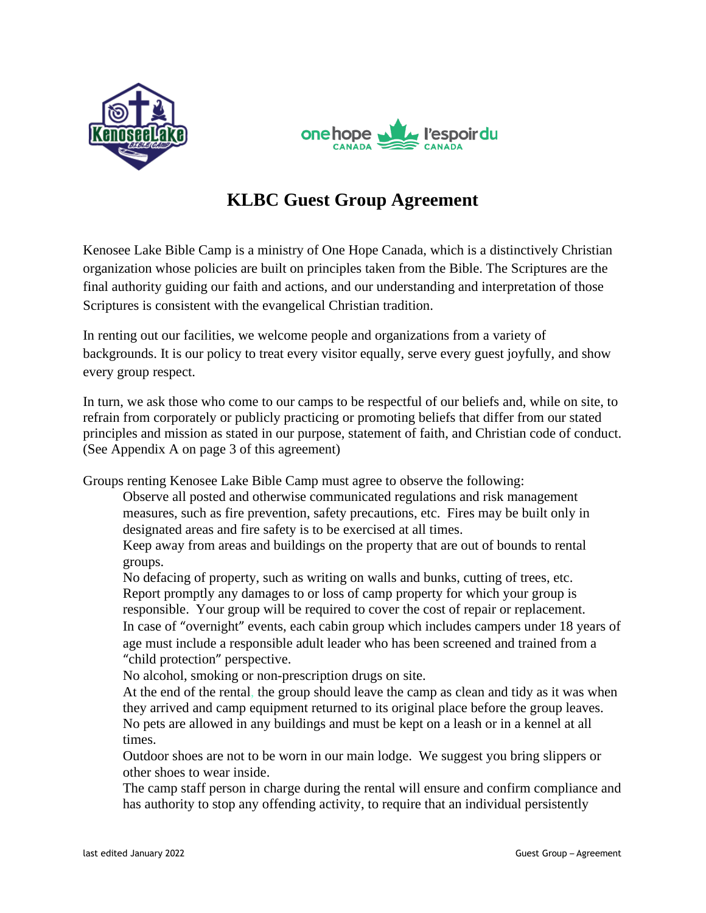# KLBC Guest Group Agreement

Kenosee Lake Bible Camp is a ministry of One Hope Canada, which is a distinctively Christian organization whose policies are built on principles taken from the Bible. The Scriptures are the final authority guiding our faith and actions, and our understanding and interpretation of those Scriptures is consistent with the evangelical Christian tradition.

In renting out our facilities, we welcome people and organizations from a variety of backgrounds. It is our policy to treat every visitor equally, serve every guest joyfully, and show every group respect.

In turn, we ask those who come to our camps to be respectful of our beliefs and, while on site, to refrain from corporately or publicly practicing or promoting beliefs that differ from our stated principles and mission as stated in our purpose, statement of faith, and Christian code of conduct. (See Appendix A on page 3 of this agreement)

Groups renting Kenosee Lake Bible Camp must agree to observe the following:

- Observe all posted and otherwise communicated regulations and risk management measures, such as fire prevention, safety precautions, etc. Fires may be built only in designated areas and fire safety is to be exercised at all times.
- Keep away from areas and buildings on the property that are out of bounds to rental groups.
- No defacing of property, such as writing on walls and bunks, cutting of trees, etc.
- Report promptly any damages to or loss of camp property for which your group is responsible. Your group will be required to cover the cost of repair or replacement.
- In case of "overnight" events, each cabin group which includes campers under 18 years of age must include a responsible adult leader who has been screened and trained from a "child protection" perspective.
- No alcohol, smoking or non-prescription drugs on site.
- At the end of the rental, the group should leave the camp as clean and tidy as it was when they arrived and camp equipment returned to its original place before the group leaves.
- No pets are allowed in any buildings and must be kept on a leash or in a kennel at all times.
- Outdoor shoes are not to be worn in our main lodge. We suggest you bring slippers or other shoes to wear inside.
- The camp staff person in charge during the rental will ensure and confirm compliance and has authority to stop any offending activity, to require that an individual persistently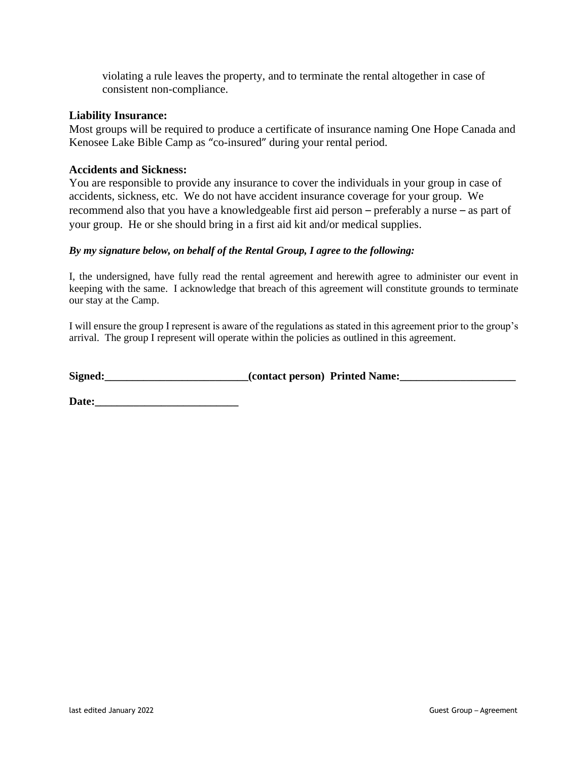violating a rule leaves the property, and to terminate the rental altogether in case of consistent non-compliance.

**Liability Insurance:**
Most groups will be required to produce a certificate of insurance naming One Hope Canada and Kenosee Lake Bible Camp as "co-insured" during your rental period.

**Accidents and Sickness:**
You are responsible to provide any insurance to cover the individuals in your group in case of accidents, sickness, etc. We do not have accident insurance coverage for your group. We recommend also that you have a knowledgeable first aid person – preferably a nurse – as part of your group. He or she should bring in a first aid kit and/or medical supplies.

***By my signature below, on behalf of the Rental Group, I agree to the following:***

I, the undersigned, have fully read the rental agreement and herewith agree to administer our event in keeping with the same. I acknowledge that breach of this agreement will constitute grounds to terminate our stay at the Camp.

I will ensure the group I represent is aware of the regulations as stated in this agreement prior to the group's arrival. The group I represent will operate within the policies as outlined in this agreement.

**Signed:__________________________(contact person) Printed Name:_____________________**

**Date:__________________________**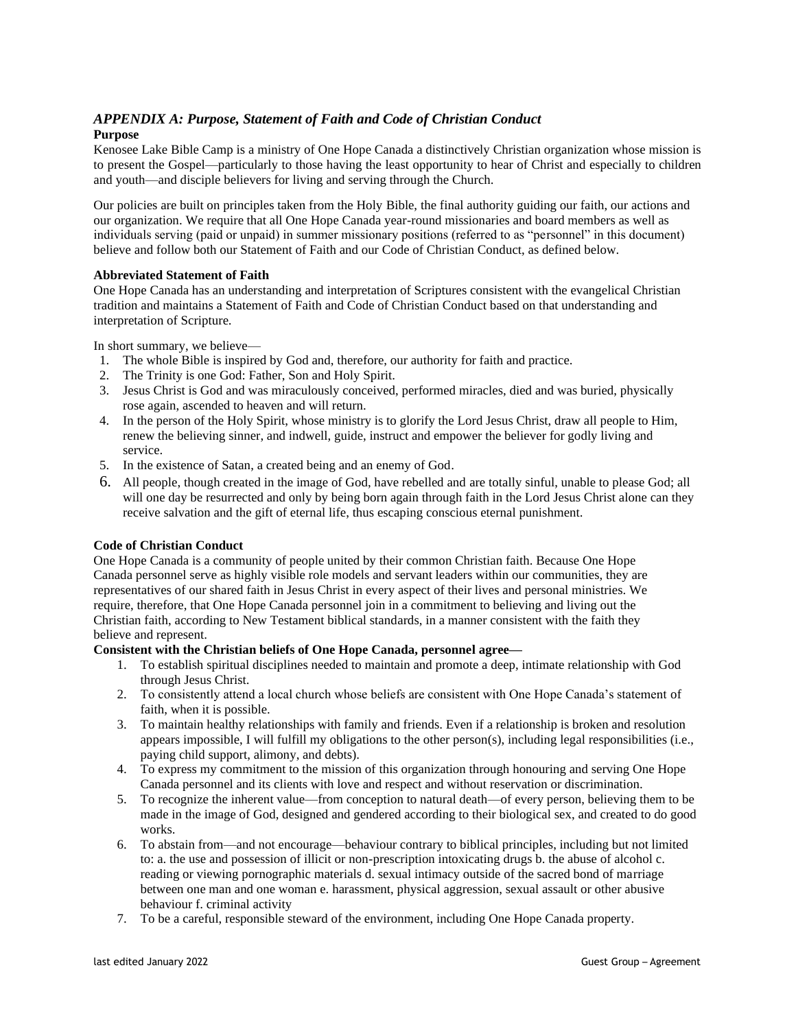## *APPENDIX A: Purpose, Statement of Faith and Code of Christian Conduct*

**Purpose**

Kenosee Lake Bible Camp is a ministry of One Hope Canada a distinctively Christian organization whose mission is to present the Gospel—particularly to those having the least opportunity to hear of Christ and especially to children and youth—and disciple believers for living and serving through the Church.

Our policies are built on principles taken from the Holy Bible, the final authority guiding our faith, our actions and our organization. We require that all One Hope Canada year-round missionaries and board members as well as individuals serving (paid or unpaid) in summer missionary positions (referred to as "personnel" in this document) believe and follow both our Statement of Faith and our Code of Christian Conduct, as defined below.

**Abbreviated Statement of Faith**

One Hope Canada has an understanding and interpretation of Scriptures consistent with the evangelical Christian tradition and maintains a Statement of Faith and Code of Christian Conduct based on that understanding and interpretation of Scripture.

In short summary, we believe—

1. The whole Bible is inspired by God and, therefore, our authority for faith and practice.
2. The Trinity is one God: Father, Son and Holy Spirit.
3. Jesus Christ is God and was miraculously conceived, performed miracles, died and was buried, physically rose again, ascended to heaven and will return.
4. In the person of the Holy Spirit, whose ministry is to glorify the Lord Jesus Christ, draw all people to Him, renew the believing sinner, and indwell, guide, instruct and empower the believer for godly living and service.
5. In the existence of Satan, a created being and an enemy of God.
6. All people, though created in the image of God, have rebelled and are totally sinful, unable to please God; all will one day be resurrected and only by being born again through faith in the Lord Jesus Christ alone can they receive salvation and the gift of eternal life, thus escaping conscious eternal punishment.

**Code of Christian Conduct**

One Hope Canada is a community of people united by their common Christian faith. Because One Hope Canada personnel serve as highly visible role models and servant leaders within our communities, they are representatives of our shared faith in Jesus Christ in every aspect of their lives and personal ministries. We require, therefore, that One Hope Canada personnel join in a commitment to believing and living out the Christian faith, according to New Testament biblical standards, in a manner consistent with the faith they believe and represent.

**Consistent with the Christian beliefs of One Hope Canada, personnel agree—**

1. To establish spiritual disciplines needed to maintain and promote a deep, intimate relationship with God through Jesus Christ.
2. To consistently attend a local church whose beliefs are consistent with One Hope Canada's statement of faith, when it is possible.
3. To maintain healthy relationships with family and friends. Even if a relationship is broken and resolution appears impossible, I will fulfill my obligations to the other person(s), including legal responsibilities (i.e., paying child support, alimony, and debts).
4. To express my commitment to the mission of this organization through honouring and serving One Hope Canada personnel and its clients with love and respect and without reservation or discrimination.
5. To recognize the inherent value—from conception to natural death—of every person, believing them to be made in the image of God, designed and gendered according to their biological sex, and created to do good works.
6. To abstain from—and not encourage—behaviour contrary to biblical principles, including but not limited to: a. the use and possession of illicit or non-prescription intoxicating drugs b. the abuse of alcohol c. reading or viewing pornographic materials d. sexual intimacy outside of the sacred bond of marriage between one man and one woman e. harassment, physical aggression, sexual assault or other abusive behaviour f. criminal activity
7. To be a careful, responsible steward of the environment, including One Hope Canada property.